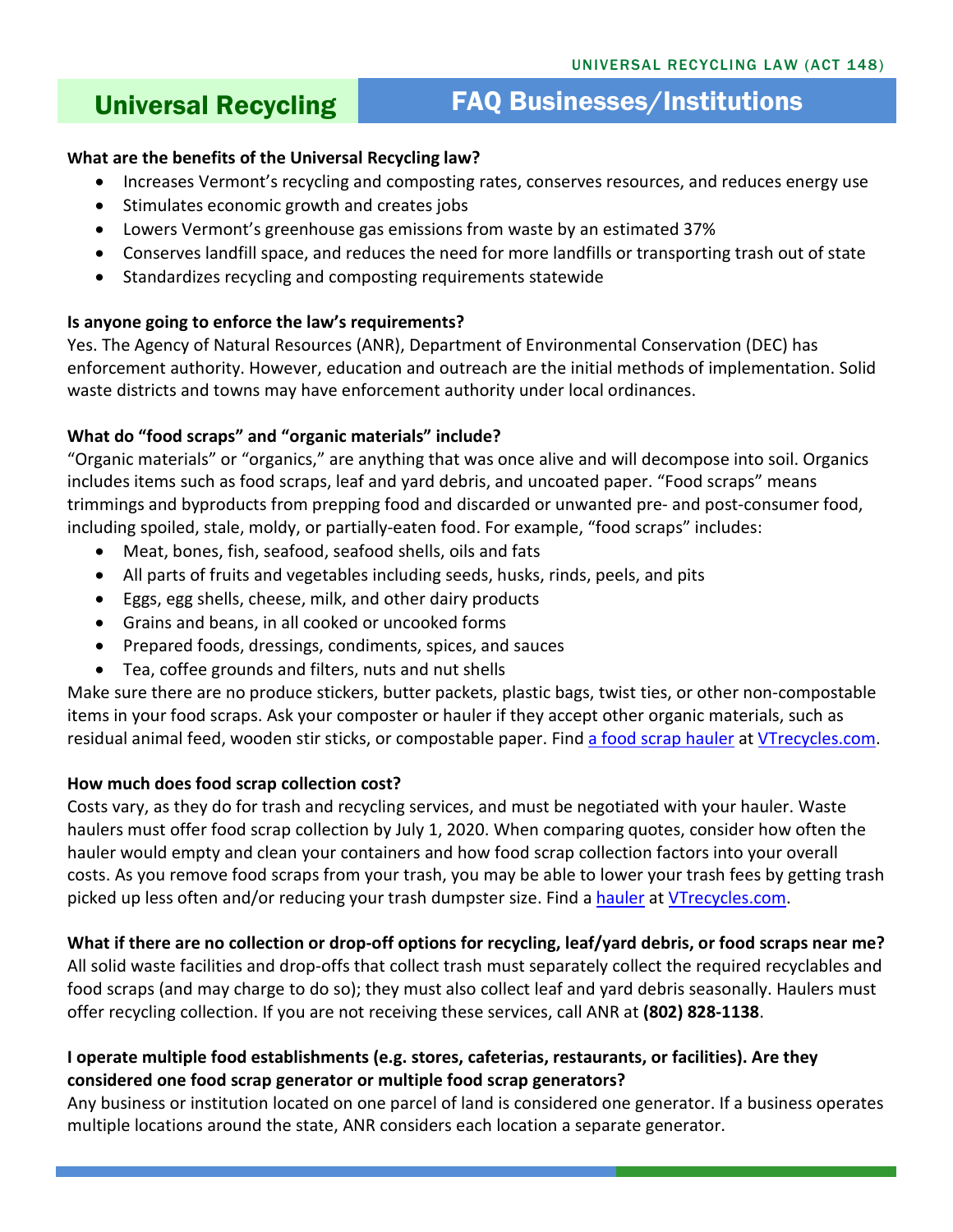UNIVERSAL RECYCLING LAW (ACT 148)

# Universal Recycling — FAQ Businesses/Institutions

**What are the benefits of the Universal Recycling law?**

- Increases Vermont's recycling and composting rates, conserves resources, and reduces energy use
- Stimulates economic growth and creates jobs
- Lowers Vermont's greenhouse gas emissions from waste by an estimated 37%
- Conserves landfill space, and reduces the need for more landfills or transporting trash out of state
- Standardizes recycling and composting requirements statewide

**Is anyone going to enforce the law's requirements?**

Yes. The Agency of Natural Resources (ANR), Department of Environmental Conservation (DEC) has enforcement authority. However, education and outreach are the initial methods of implementation. Solid waste districts and towns may have enforcement authority under local ordinances.

**What do "food scraps" and "organic materials" include?**

"Organic materials" or "organics," are anything that was once alive and will decompose into soil. Organics includes items such as food scraps, leaf and yard debris, and uncoated paper. "Food scraps" means trimmings and byproducts from prepping food and discarded or unwanted pre- and post-consumer food, including spoiled, stale, moldy, or partially-eaten food. For example, "food scraps" includes:

- Meat, bones, fish, seafood, seafood shells, oils and fats
- All parts of fruits and vegetables including seeds, husks, rinds, peels, and pits
- Eggs, egg shells, cheese, milk, and other dairy products
- Grains and beans, in all cooked or uncooked forms
- Prepared foods, dressings, condiments, spices, and sauces
- Tea, coffee grounds and filters, nuts and nut shells

Make sure there are no produce stickers, butter packets, plastic bags, twist ties, or other non-compostable items in your food scraps. Ask your composter or hauler if they accept other organic materials, such as residual animal feed, wooden stir sticks, or compostable paper. Find a food scrap hauler at VTrecycles.com.

**How much does food scrap collection cost?**

Costs vary, as they do for trash and recycling services, and must be negotiated with your hauler. Waste haulers must offer food scrap collection by July 1, 2020. When comparing quotes, consider how often the hauler would empty and clean your containers and how food scrap collection factors into your overall costs. As you remove food scraps from your trash, you may be able to lower your trash fees by getting trash picked up less often and/or reducing your trash dumpster size. Find a hauler at VTrecycles.com.

**What if there are no collection or drop-off options for recycling, leaf/yard debris, or food scraps near me?**

All solid waste facilities and drop-offs that collect trash must separately collect the required recyclables and food scraps (and may charge to do so); they must also collect leaf and yard debris seasonally. Haulers must offer recycling collection. If you are not receiving these services, call ANR at **(802) 828-1138**.

**I operate multiple food establishments (e.g. stores, cafeterias, restaurants, or facilities). Are they considered one food scrap generator or multiple food scrap generators?**

Any business or institution located on one parcel of land is considered one generator. If a business operates multiple locations around the state, ANR considers each location a separate generator.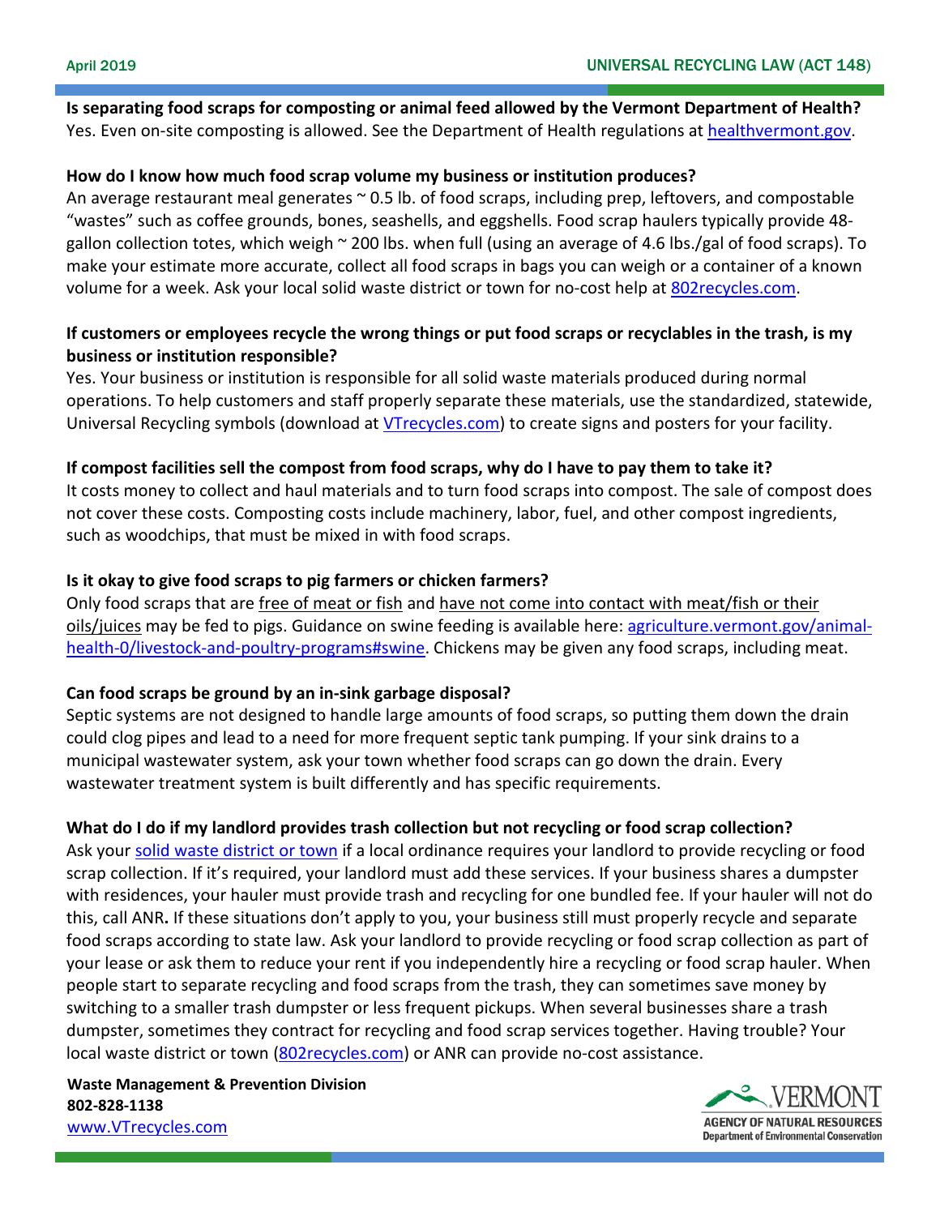**Is separating food scraps for composting or animal feed allowed by the Vermont Department of Health?**
Yes. Even on-site composting is allowed. See the Department of Health regulations at healthvermont.gov.

**How do I know how much food scrap volume my business or institution produces?**
An average restaurant meal generates ~ 0.5 lb. of food scraps, including prep, leftovers, and compostable "wastes" such as coffee grounds, bones, seashells, and eggshells. Food scrap haulers typically provide 48-gallon collection totes, which weigh ~ 200 lbs. when full (using an average of 4.6 lbs./gal of food scraps). To make your estimate more accurate, collect all food scraps in bags you can weigh or a container of a known volume for a week. Ask your local solid waste district or town for no-cost help at 802recycles.com.

**If customers or employees recycle the wrong things or put food scraps or recyclables in the trash, is my business or institution responsible?**
Yes. Your business or institution is responsible for all solid waste materials produced during normal operations. To help customers and staff properly separate these materials, use the standardized, statewide, Universal Recycling symbols (download at VTrecycles.com) to create signs and posters for your facility.

**If compost facilities sell the compost from food scraps, why do I have to pay them to take it?**
It costs money to collect and haul materials and to turn food scraps into compost. The sale of compost does not cover these costs. Composting costs include machinery, labor, fuel, and other compost ingredients, such as woodchips, that must be mixed in with food scraps.

**Is it okay to give food scraps to pig farmers or chicken farmers?**
Only food scraps that are free of meat or fish and have not come into contact with meat/fish or their oils/juices may be fed to pigs. Guidance on swine feeding is available here: agriculture.vermont.gov/animal-health-0/livestock-and-poultry-programs#swine. Chickens may be given any food scraps, including meat.

**Can food scraps be ground by an in-sink garbage disposal?**
Septic systems are not designed to handle large amounts of food scraps, so putting them down the drain could clog pipes and lead to a need for more frequent septic tank pumping. If your sink drains to a municipal wastewater system, ask your town whether food scraps can go down the drain. Every wastewater treatment system is built differently and has specific requirements.

**What do I do if my landlord provides trash collection but not recycling or food scrap collection?**
Ask your solid waste district or town if a local ordinance requires your landlord to provide recycling or food scrap collection. If it's required, your landlord must add these services. If your business shares a dumpster with residences, your hauler must provide trash and recycling for one bundled fee. If your hauler will not do this, call ANR**.** If these situations don't apply to you, your business still must properly recycle and separate food scraps according to state law. Ask your landlord to provide recycling or food scrap collection as part of your lease or ask them to reduce your rent if you independently hire a recycling or food scrap hauler. When people start to separate recycling and food scraps from the trash, they can sometimes save money by switching to a smaller trash dumpster or less frequent pickups. When several businesses share a trash dumpster, sometimes they contract for recycling and food scrap services together. Having trouble? Your local waste district or town (802recycles.com) or ANR can provide no-cost assistance.

**Waste Management & Prevention Division**
**802-828-1138**
www.VTrecycles.com

VERMONT
AGENCY OF NATURAL RESOURCES
Department of Environmental Conservation